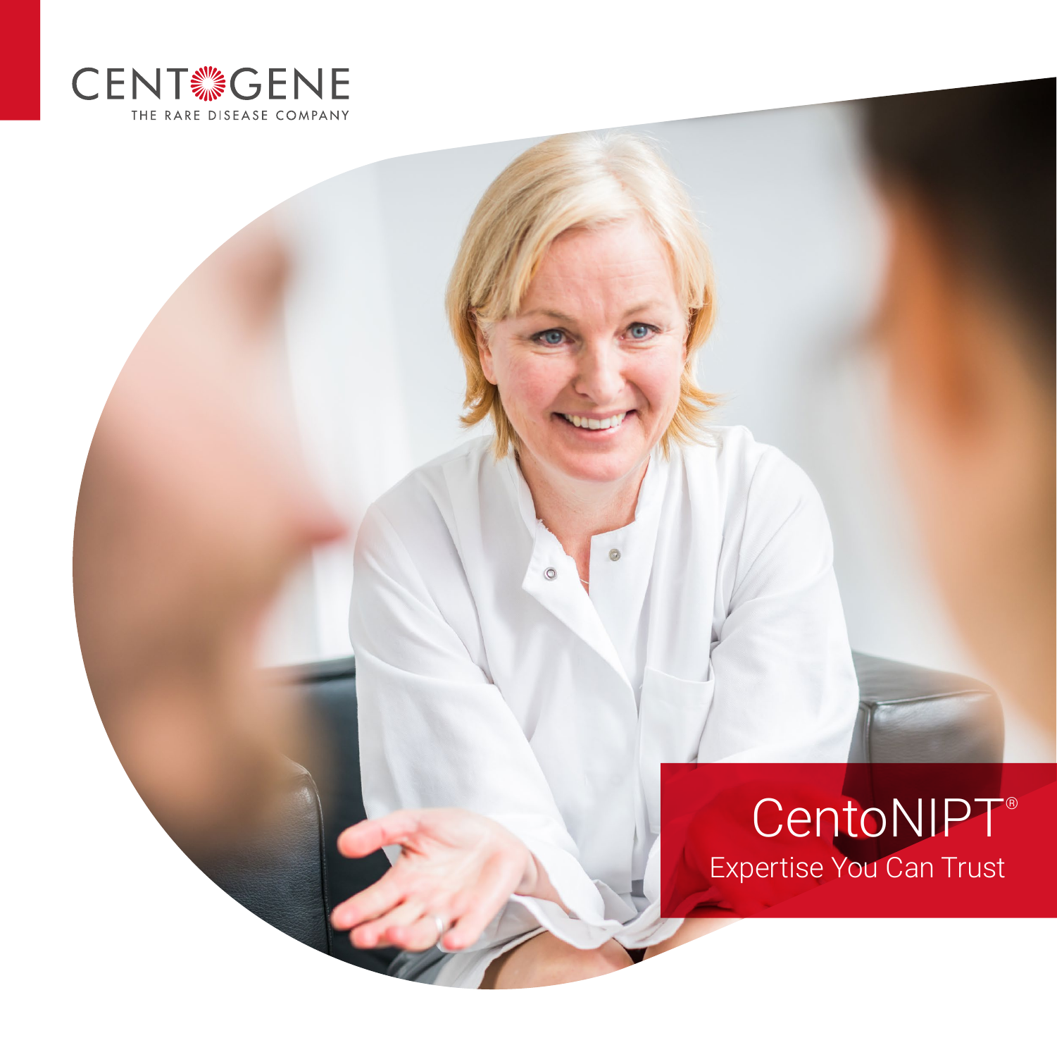CENTOGENE

THE RARE DISEASE COMPANY

# CentoNIPT®

Expertise You Can Trust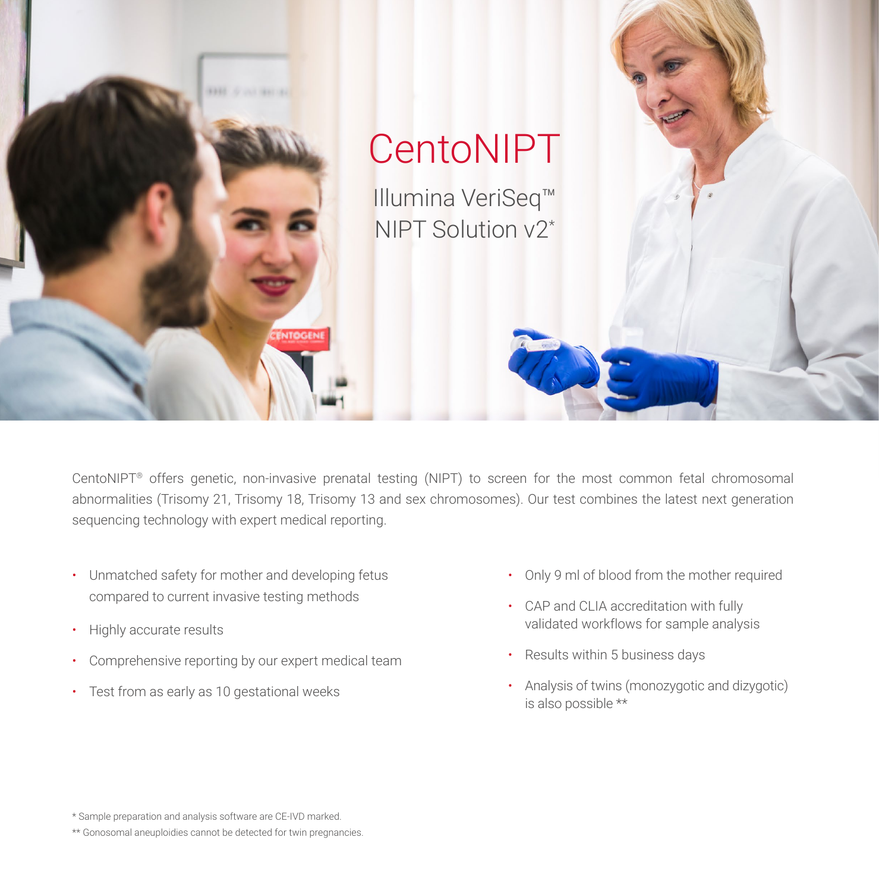# CentoNIPT

Illumina VeriSeq™ NIPT Solution v2*

CentoNIPT® offers genetic, non-invasive prenatal testing (NIPT) to screen for the most common fetal chromosomal abnormalities (Trisomy 21, Trisomy 18, Trisomy 13 and sex chromosomes). Our test combines the latest next generation sequencing technology with expert medical reporting.

- Unmatched safety for mother and developing fetus compared to current invasive testing methods
- Highly accurate results
- Comprehensive reporting by our expert medical team
- Test from as early as 10 gestational weeks
- Only 9 ml of blood from the mother required
- CAP and CLIA accreditation with fully validated workflows for sample analysis
- Results within 5 business days
- Analysis of twins (monozygotic and dizygotic) is also possible **

* Sample preparation and analysis software are CE-IVD marked.

** Gonosomal aneuploidies cannot be detected for twin pregnancies.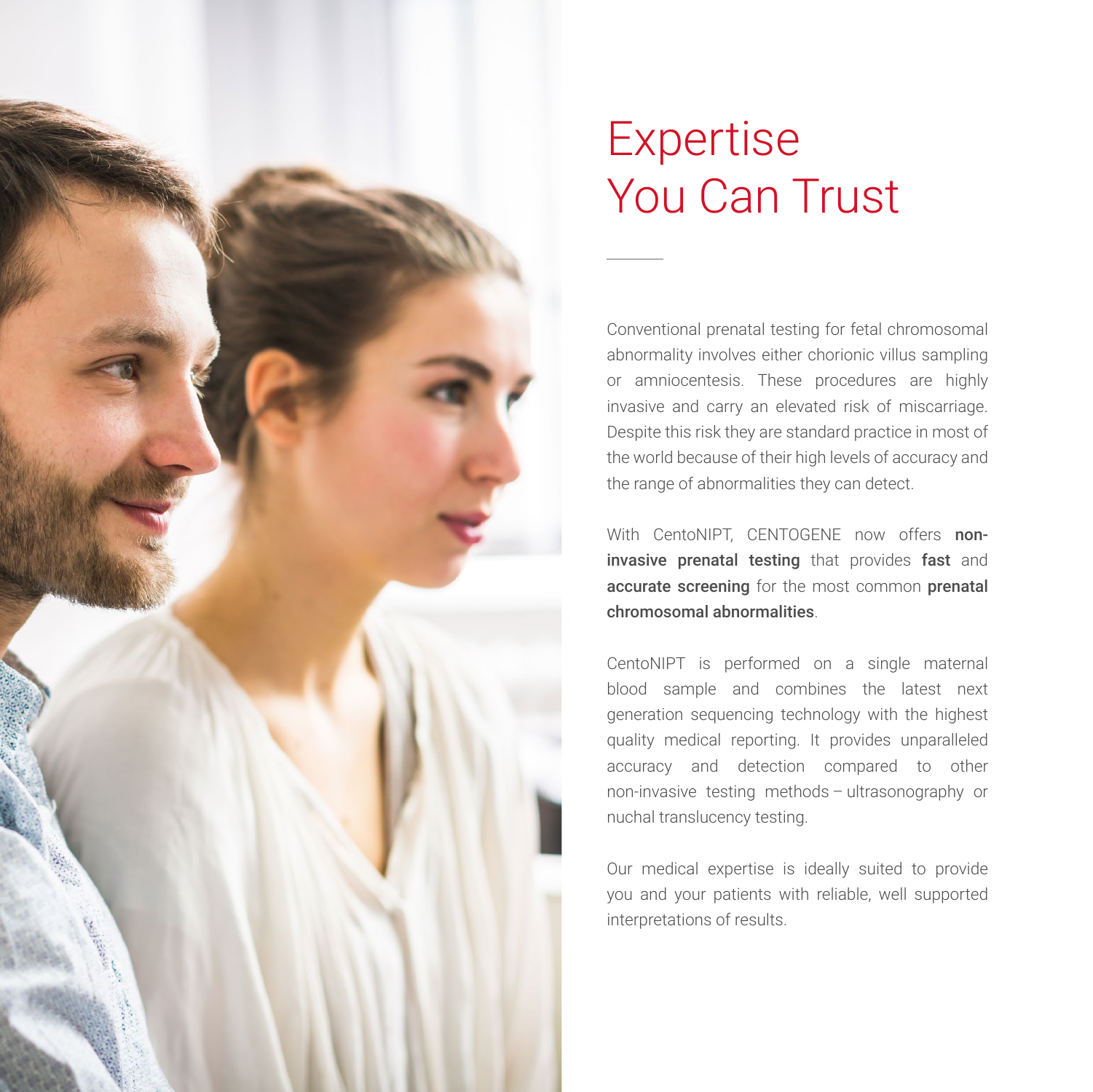# Expertise You Can Trust

Conventional prenatal testing for fetal chromosomal abnormality involves either chorionic villus sampling or amniocentesis. These procedures are highly invasive and carry an elevated risk of miscarriage. Despite this risk they are standard practice in most of the world because of their high levels of accuracy and the range of abnormalities they can detect.

With CentoNIPT, CENTOGENE now offers **non-invasive prenatal testing** that provides **fast** and **accurate screening** for the most common **prenatal chromosomal abnormalities**.

CentoNIPT is performed on a single maternal blood sample and combines the latest next generation sequencing technology with the highest quality medical reporting. It provides unparalleled accuracy and detection compared to other non-invasive testing methods – ultrasonography or nuchal translucency testing.

Our medical expertise is ideally suited to provide you and your patients with reliable, well supported interpretations of results.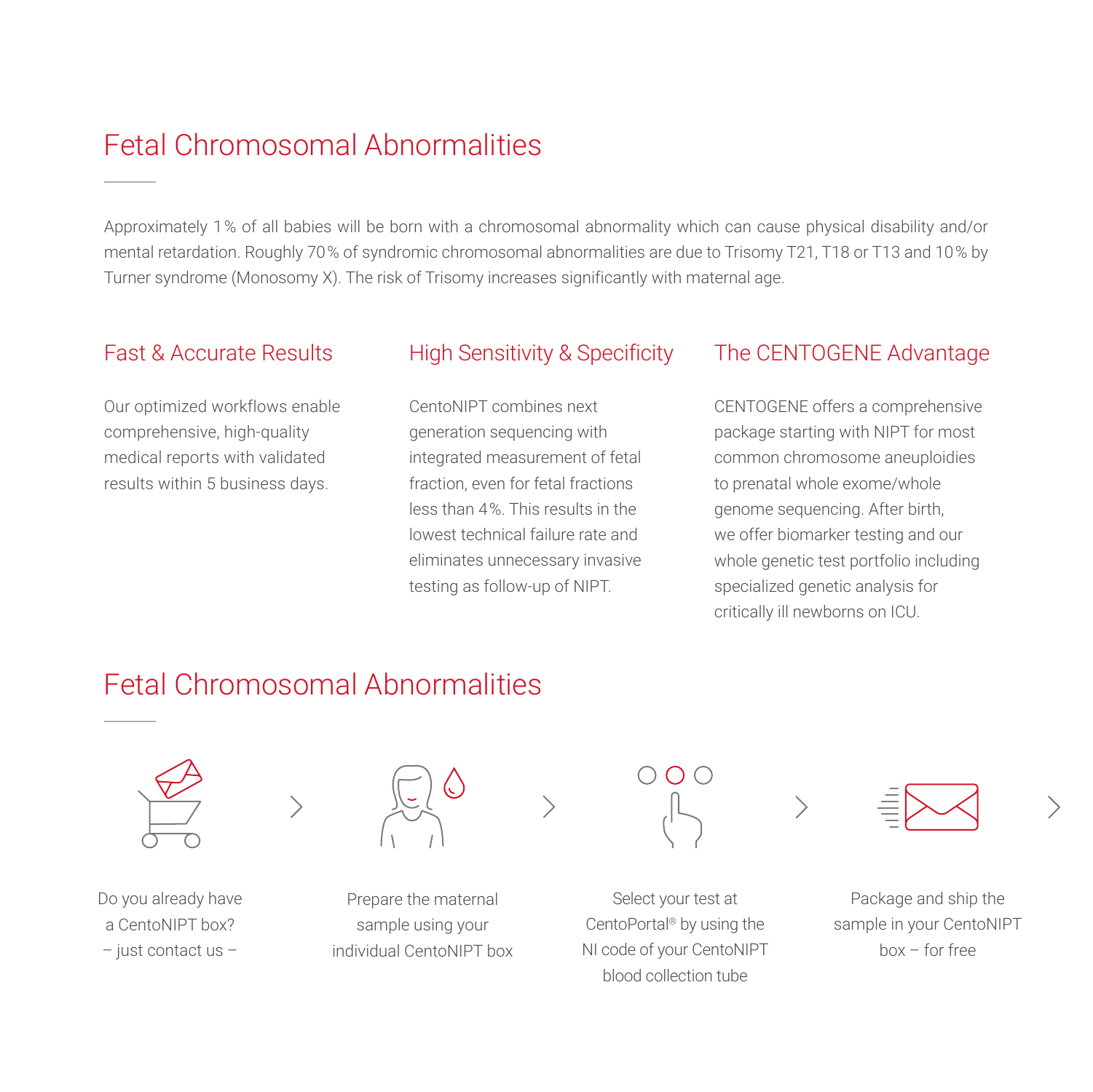# Fetal Chromosomal Abnormalities

Approximately 1% of all babies will be born with a chromosomal abnormality which can cause physical disability and/or mental retardation. Roughly 70% of syndromic chromosomal abnormalities are due to Trisomy T21, T18 or T13 and 10% by Turner syndrome (Monosomy X). The risk of Trisomy increases significantly with maternal age.

## Fast & Accurate Results

Our optimized workflows enable comprehensive, high-quality medical reports with validated results within 5 business days.

## High Sensitivity & Specificity

CentoNIPT combines next generation sequencing with integrated measurement of fetal fraction, even for fetal fractions less than 4%. This results in the lowest technical failure rate and eliminates unnecessary invasive testing as follow-up of NIPT.

## The CENTOGENE Advantage

CENTOGENE offers a comprehensive package starting with NIPT for most common chromosome aneuploidies to prenatal whole exome/whole genome sequencing. After birth, we offer biomarker testing and our whole genetic test portfolio including specialized genetic analysis for critically ill newborns on ICU.

# Fetal Chromosomal Abnormalities

1. Do you already have a CentoNIPT box? – just contact us –
2. Prepare the maternal sample using your individual CentoNIPT box
3. Select your test at CentoPortal® by using the NI code of your CentoNIPT blood collection tube
4. Package and ship the sample in your CentoNIPT box – for free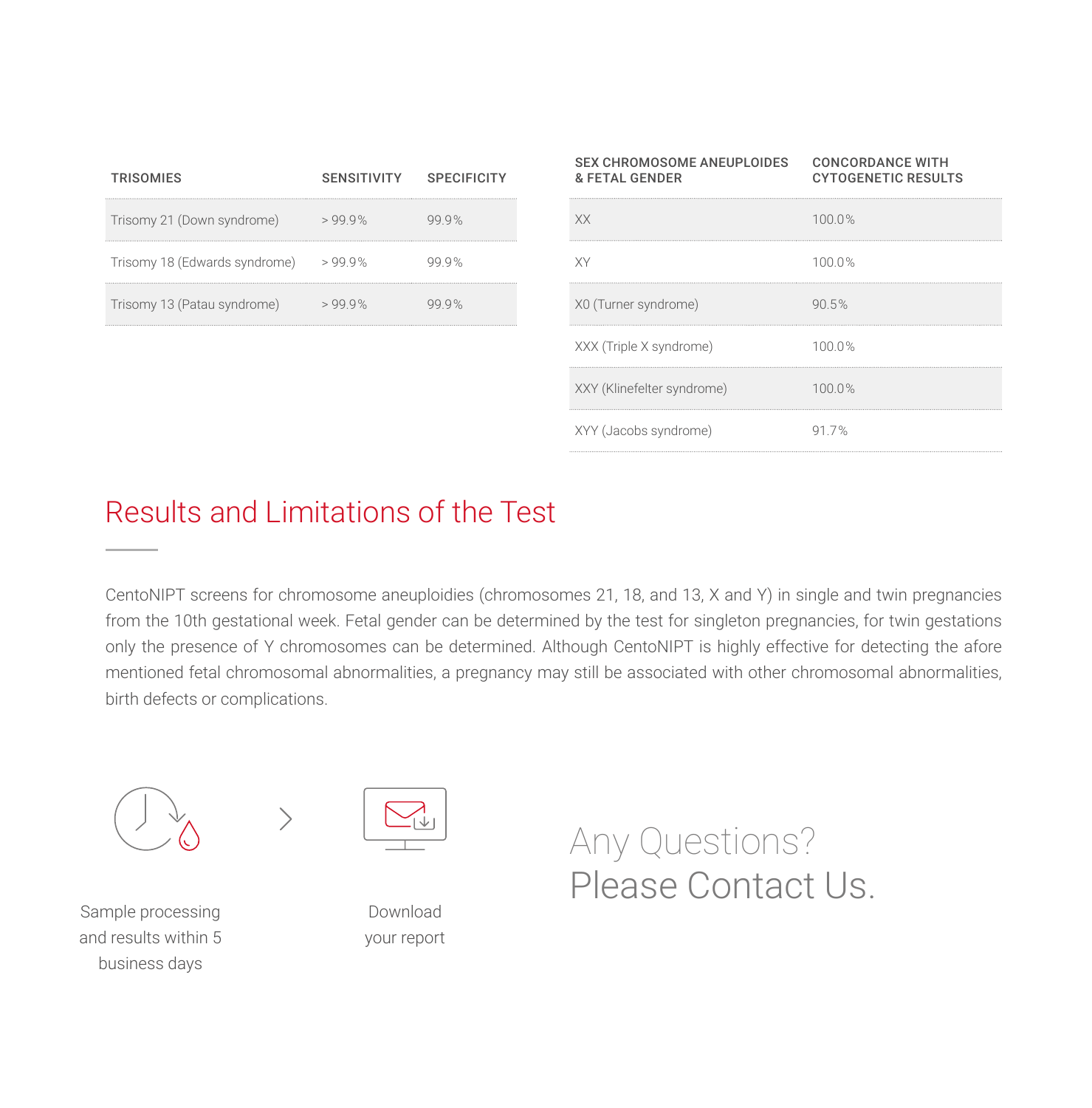| TRISOMIES | SENSITIVITY | SPECIFICITY |
|---|---|---|
| Trisomy 21 (Down syndrome) | > 99.9% | 99.9% |
| Trisomy 18 (Edwards syndrome) | > 99.9% | 99.9% |
| Trisomy 13 (Patau syndrome) | > 99.9% | 99.9% |

| SEX CHROMOSOME ANEUPLOIDES & FETAL GENDER | CONCORDANCE WITH CYTOGENETIC RESULTS |
|---|---|
| XX | 100.0% |
| XY | 100.0% |
| X0 (Turner syndrome) | 90.5% |
| XXX (Triple X syndrome) | 100.0% |
| XXY (Klinefelter syndrome) | 100.0% |
| XYY (Jacobs syndrome) | 91.7% |

## Results and Limitations of the Test

CentoNIPT screens for chromosome aneuploidies (chromosomes 21, 18, and 13, X and Y) in single and twin pregnancies from the 10th gestational week. Fetal gender can be determined by the test for singleton pregnancies, for twin gestations only the presence of Y chromosomes can be determined. Although CentoNIPT is highly effective for detecting the afore mentioned fetal chromosomal abnormalities, a pregnancy may still be associated with other chromosomal abnormalities, birth defects or complications.

Sample processing and results within 5 business days

Download your report

Any Questions?
Please Contact Us.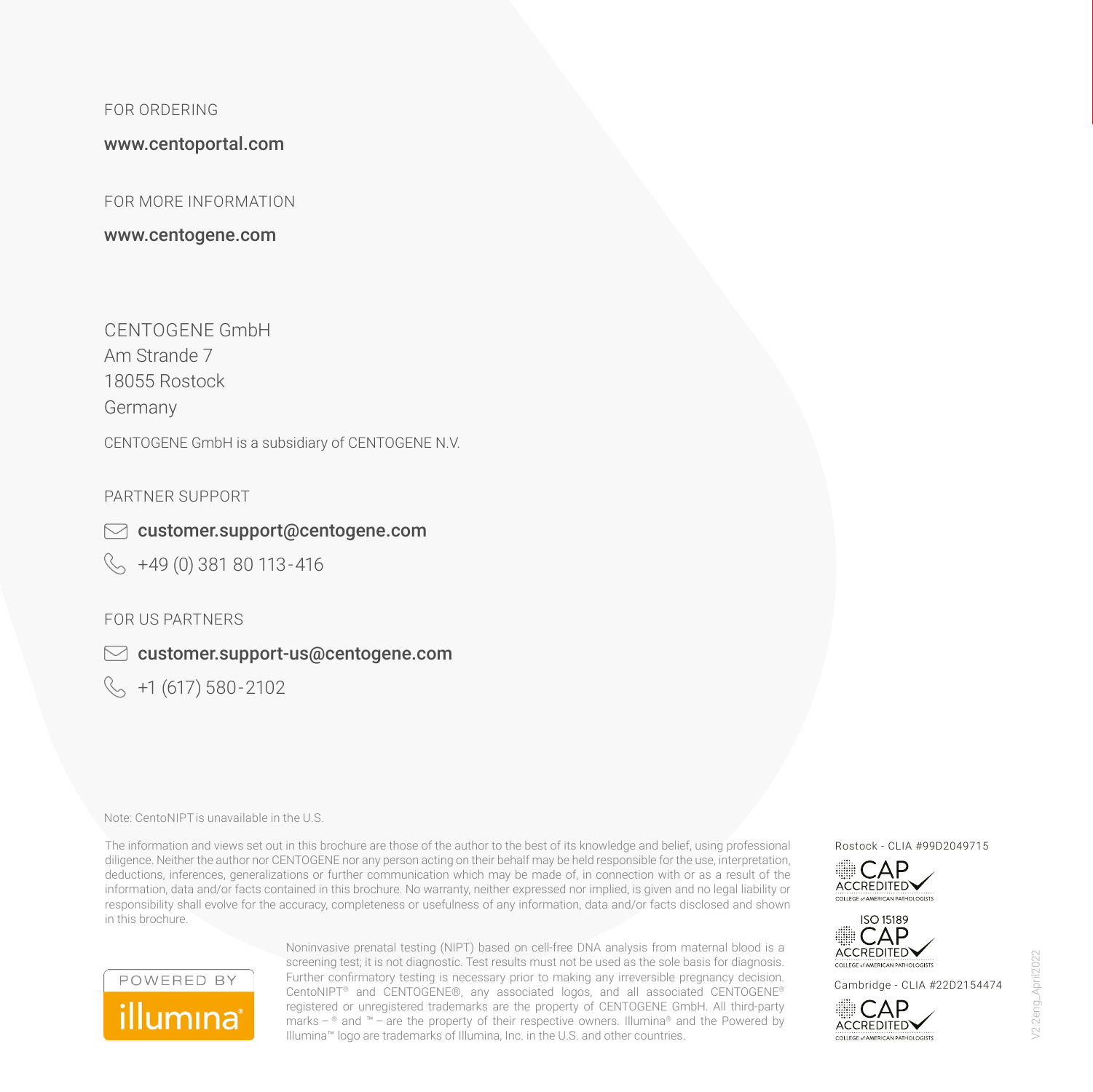FOR ORDERING

**www.centoportal.com**

FOR MORE INFORMATION

**www.centogene.com**

CENTOGENE GmbH
Am Strande 7
18055 Rostock
Germany

CENTOGENE GmbH is a subsidiary of CENTOGENE N.V.

PARTNER SUPPORT

**customer.support@centogene.com**

+49 (0) 381 80 113-416

FOR US PARTNERS

**customer.support-us@centogene.com**

+1 (617) 580-2102

Note: CentoNIPT is unavailable in the U.S.

The information and views set out in this brochure are those of the author to the best of its knowledge and belief, using professional diligence. Neither the author nor CENTOGENE nor any person acting on their behalf may be held responsible for the use, interpretation, deductions, inferences, generalizations or further communication which may be made of, in connection with or as a result of the information, data and/or facts contained in this brochure. No warranty, neither expressed nor implied, is given and no legal liability or responsibility shall evolve for the accuracy, completeness or usefulness of any information, data and/or facts disclosed and shown in this brochure.

POWERED BY illumina®

Noninvasive prenatal testing (NIPT) based on cell-free DNA analysis from maternal blood is a screening test; it is not diagnostic. Test results must not be used as the sole basis for diagnosis. Further confirmatory testing is necessary prior to making any irreversible pregnancy decision. CentoNIPT® and CENTOGENE®, any associated logos, and all associated CENTOGENE® registered or unregistered trademarks are the property of CENTOGENE GmbH. All third-party marks – ® and ™ – are the property of their respective owners. Illumina® and the Powered by Illumina™ logo are trademarks of Illumina, Inc. in the U.S. and other countries.

Rostock - CLIA #99D2049715

CAP ACCREDITED — COLLEGE of AMERICAN PATHOLOGISTS

ISO 15189 CAP ACCREDITED — COLLEGE of AMERICAN PATHOLOGISTS

Cambridge - CLIA #22D2154474

CAP ACCREDITED — COLLEGE of AMERICAN PATHOLOGISTS

V2.2eng_April2022